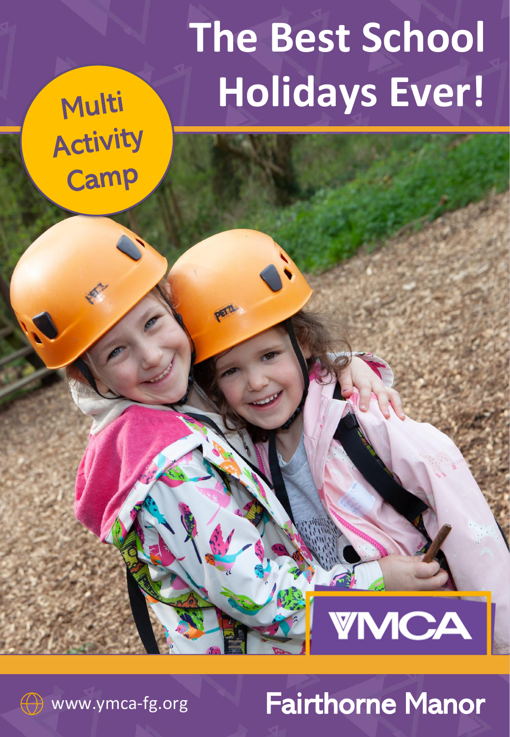# The Best School Holidays Ever!

Multi Activity Camp

YMCA

www.ymca-fg.org

Fairthorne Manor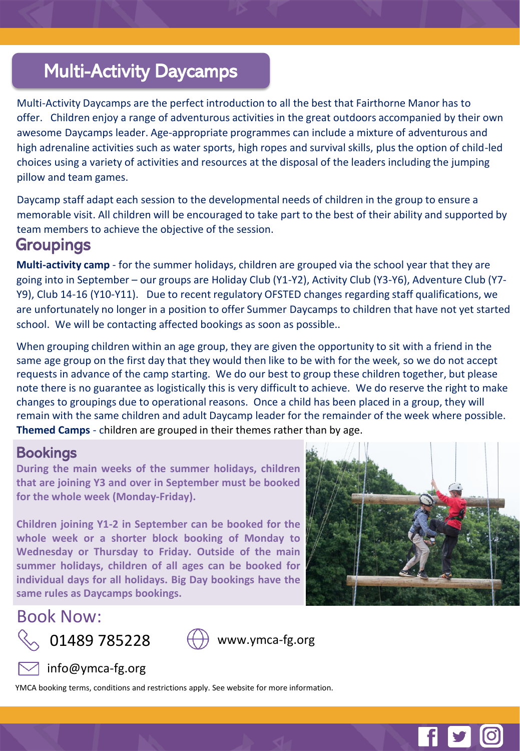# Multi-Activity Daycamps

Multi-Activity Daycamps are the perfect introduction to all the best that Fairthorne Manor has to offer. Children enjoy a range of adventurous activities in the great outdoors accompanied by their own awesome Daycamps leader. Age-appropriate programmes can include a mixture of adventurous and high adrenaline activities such as water sports, high ropes and survival skills, plus the option of child-led choices using a variety of activities and resources at the disposal of the leaders including the jumping pillow and team games.

Daycamp staff adapt each session to the developmental needs of children in the group to ensure a memorable visit. All children will be encouraged to take part to the best of their ability and supported by team members to achieve the objective of the session.

## Groupings

**Multi-activity camp** - for the summer holidays, children are grouped via the school year that they are going into in September – our groups are Holiday Club (Y1-Y2), Activity Club (Y3-Y6), Adventure Club (Y7-Y9), Club 14-16 (Y10-Y11). Due to recent regulatory OFSTED changes regarding staff qualifications, we are unfortunately no longer in a position to offer Summer Daycamps to children that have not yet started school. We will be contacting affected bookings as soon as possible..

When grouping children within an age group, they are given the opportunity to sit with a friend in the same age group on the first day that they would then like to be with for the week, so we do not accept requests in advance of the camp starting. We do our best to group these children together, but please note there is no guarantee as logistically this is very difficult to achieve. We do reserve the right to make changes to groupings due to operational reasons. Once a child has been placed in a group, they will remain with the same children and adult Daycamp leader for the remainder of the week where possible.

**Themed Camps** - children are grouped in their themes rather than by age.

## Bookings

**During the main weeks of the summer holidays, children that are joining Y3 and over in September must be booked for the whole week (Monday-Friday).**

**Children joining Y1-2 in September can be booked for the whole week or a shorter block booking of Monday to Wednesday or Thursday to Friday. Outside of the main summer holidays, children of all ages can be booked for individual days for all holidays. Big Day bookings have the same rules as Daycamps bookings.**

## Book Now:

01489 785228

www.ymca-fg.org

info@ymca-fg.org

YMCA booking terms, conditions and restrictions apply. See website for more information.